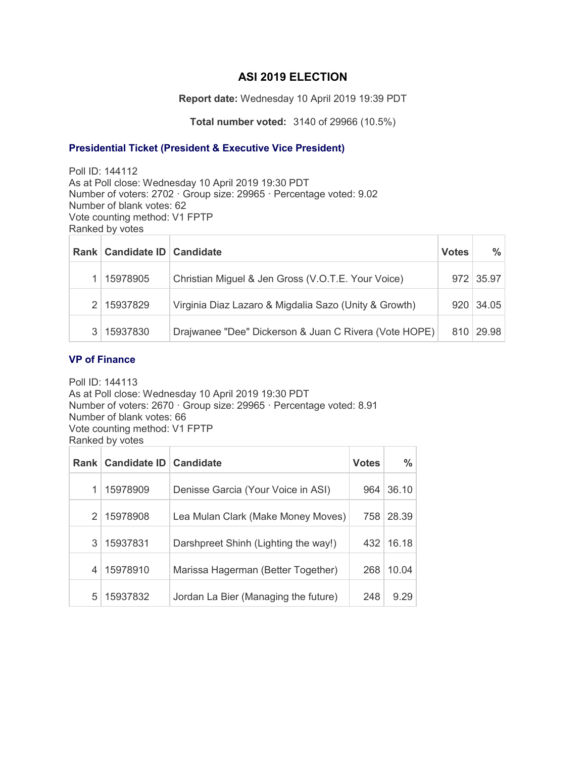# ASI 2019 ELECTION

**Report date:** Wednesday 10 April 2019 19:39 PDT

**Total number voted:** 3140 of 29966 (10.5%)

## Presidential Ticket (President & Executive Vice President)

Poll ID: 144112
As at Poll close: Wednesday 10 April 2019 19:30 PDT
Number of voters: 2702 · Group size: 29965 · Percentage voted: 9.02
Number of blank votes: 62
Vote counting method: V1 FPTP
Ranked by votes

| Rank | Candidate ID | Candidate | Votes | % |
|---|---|---|---|---|
| 1 | 15978905 | Christian Miguel & Jen Gross (V.O.T.E. Your Voice) | 972 | 35.97 |
| 2 | 15937829 | Virginia Diaz Lazaro & Migdalia Sazo (Unity & Growth) | 920 | 34.05 |
| 3 | 15937830 | Drajwanee "Dee" Dickerson & Juan C Rivera (Vote HOPE) | 810 | 29.98 |

## VP of Finance

Poll ID: 144113
As at Poll close: Wednesday 10 April 2019 19:30 PDT
Number of voters: 2670 · Group size: 29965 · Percentage voted: 8.91
Number of blank votes: 66
Vote counting method: V1 FPTP
Ranked by votes

| Rank | Candidate ID | Candidate | Votes | % |
|---|---|---|---|---|
| 1 | 15978909 | Denisse Garcia (Your Voice in ASI) | 964 | 36.10 |
| 2 | 15978908 | Lea Mulan Clark (Make Money Moves) | 758 | 28.39 |
| 3 | 15937831 | Darshpreet Shinh (Lighting the way!) | 432 | 16.18 |
| 4 | 15978910 | Marissa Hagerman (Better Together) | 268 | 10.04 |
| 5 | 15937832 | Jordan La Bier (Managing the future) | 248 | 9.29 |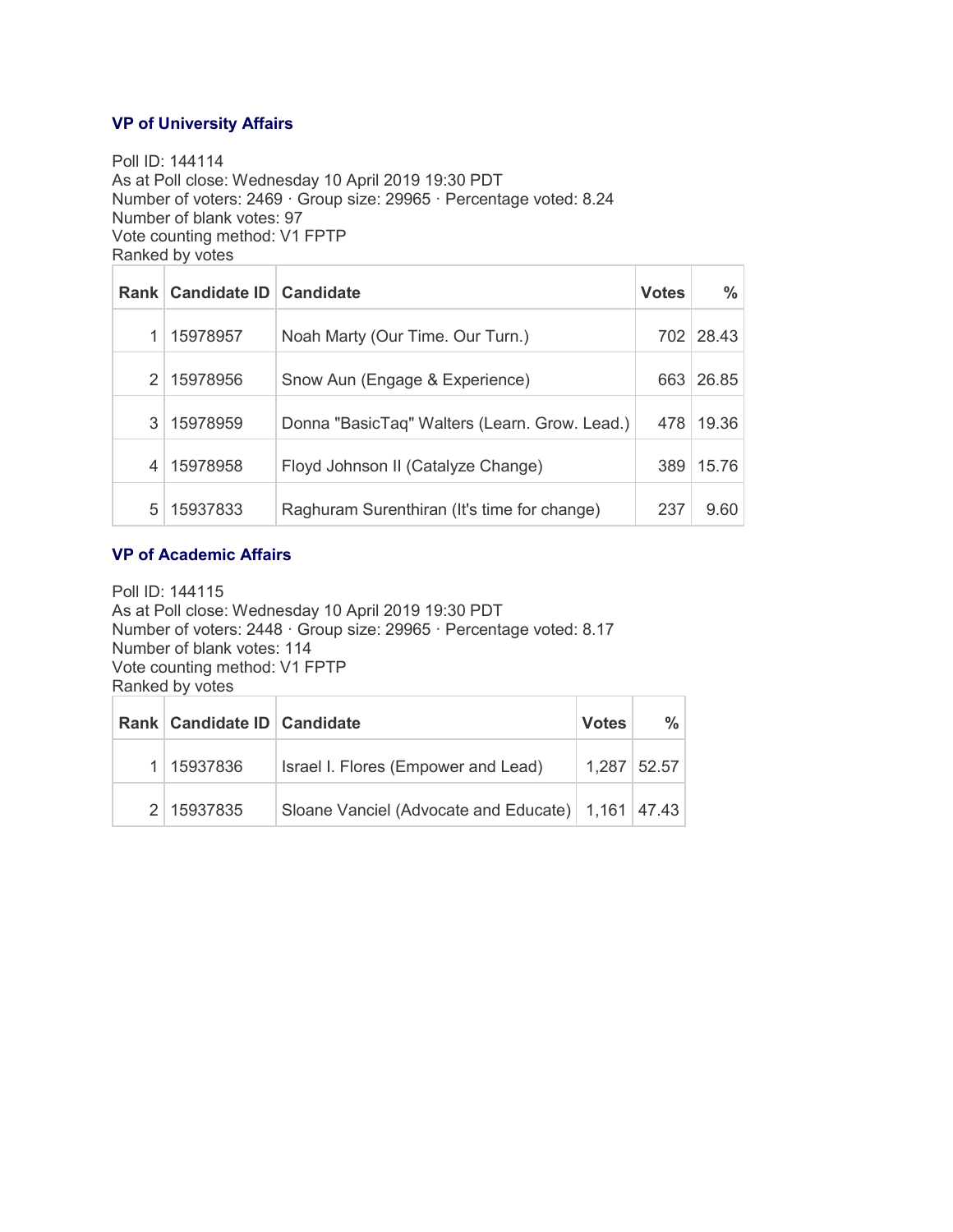### VP of University Affairs

Poll ID: 144114
As at Poll close: Wednesday 10 April 2019 19:30 PDT
Number of voters: 2469 · Group size: 29965 · Percentage voted: 8.24
Number of blank votes: 97
Vote counting method: V1 FPTP
Ranked by votes

| Rank | Candidate ID | Candidate | Votes | % |
|---|---|---|---|---|
| 1 | 15978957 | Noah Marty (Our Time. Our Turn.) | 702 | 28.43 |
| 2 | 15978956 | Snow Aun (Engage & Experience) | 663 | 26.85 |
| 3 | 15978959 | Donna "BasicTaq" Walters (Learn. Grow. Lead.) | 478 | 19.36 |
| 4 | 15978958 | Floyd Johnson II (Catalyze Change) | 389 | 15.76 |
| 5 | 15937833 | Raghuram Surenthiran (It's time for change) | 237 | 9.60 |

### VP of Academic Affairs

Poll ID: 144115
As at Poll close: Wednesday 10 April 2019 19:30 PDT
Number of voters: 2448 · Group size: 29965 · Percentage voted: 8.17
Number of blank votes: 114
Vote counting method: V1 FPTP
Ranked by votes

| Rank | Candidate ID | Candidate | Votes | % |
|---|---|---|---|---|
| 1 | 15937836 | Israel I. Flores (Empower and Lead) | 1,287 | 52.57 |
| 2 | 15937835 | Sloane Vanciel (Advocate and Educate) | 1,161 | 47.43 |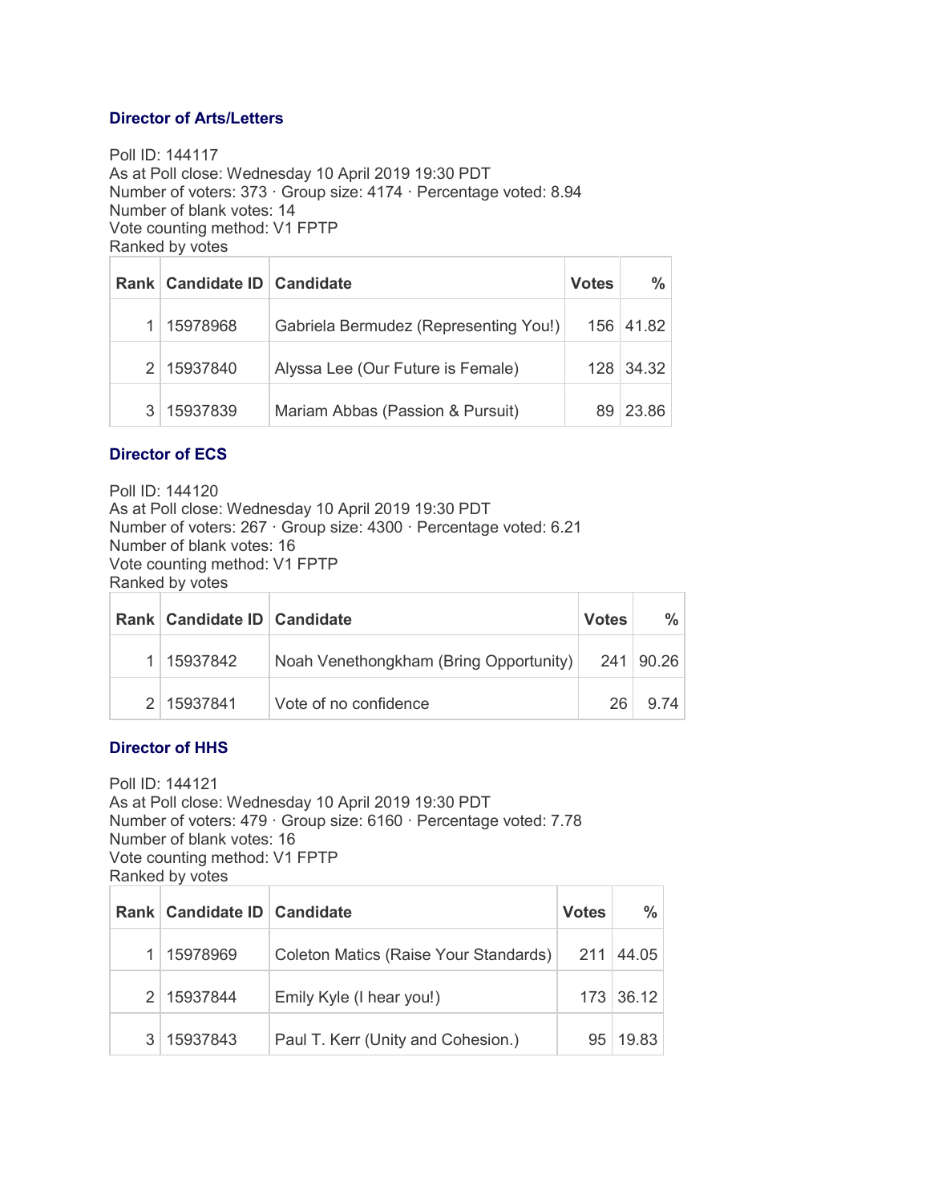### Director of Arts/Letters

Poll ID: 144117
As at Poll close: Wednesday 10 April 2019 19:30 PDT
Number of voters: 373 · Group size: 4174 · Percentage voted: 8.94
Number of blank votes: 14
Vote counting method: V1 FPTP
Ranked by votes

| Rank | Candidate ID | Candidate | Votes | % |
|---|---|---|---|---|
| 1 | 15978968 | Gabriela Bermudez (Representing You!) | 156 | 41.82 |
| 2 | 15937840 | Alyssa Lee (Our Future is Female) | 128 | 34.32 |
| 3 | 15937839 | Mariam Abbas (Passion & Pursuit) | 89 | 23.86 |

### Director of ECS

Poll ID: 144120
As at Poll close: Wednesday 10 April 2019 19:30 PDT
Number of voters: 267 · Group size: 4300 · Percentage voted: 6.21
Number of blank votes: 16
Vote counting method: V1 FPTP
Ranked by votes

| Rank | Candidate ID | Candidate | Votes | % |
|---|---|---|---|---|
| 1 | 15937842 | Noah Venethongkham (Bring Opportunity) | 241 | 90.26 |
| 2 | 15937841 | Vote of no confidence | 26 | 9.74 |

### Director of HHS

Poll ID: 144121
As at Poll close: Wednesday 10 April 2019 19:30 PDT
Number of voters: 479 · Group size: 6160 · Percentage voted: 7.78
Number of blank votes: 16
Vote counting method: V1 FPTP
Ranked by votes

| Rank | Candidate ID | Candidate | Votes | % |
|---|---|---|---|---|
| 1 | 15978969 | Coleton Matics (Raise Your Standards) | 211 | 44.05 |
| 2 | 15937844 | Emily Kyle (I hear you!) | 173 | 36.12 |
| 3 | 15937843 | Paul T. Kerr (Unity and Cohesion.) | 95 | 19.83 |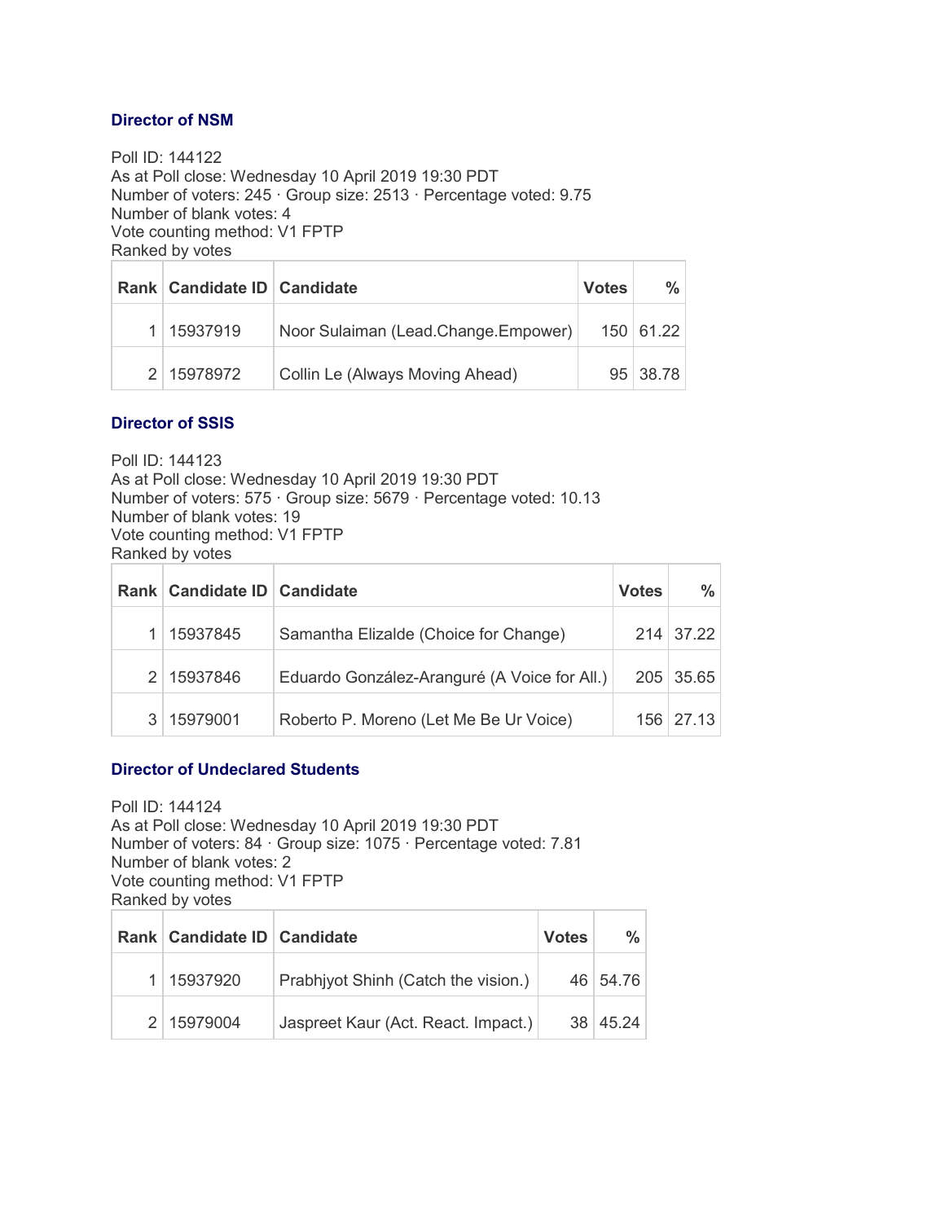### Director of NSM

Poll ID: 144122
As at Poll close: Wednesday 10 April 2019 19:30 PDT
Number of voters: 245 · Group size: 2513 · Percentage voted: 9.75
Number of blank votes: 4
Vote counting method: V1 FPTP
Ranked by votes

| Rank | Candidate ID | Candidate | Votes | % |
|---|---|---|---|---|
| 1 | 15937919 | Noor Sulaiman (Lead.Change.Empower) | 150 | 61.22 |
| 2 | 15978972 | Collin Le (Always Moving Ahead) | 95 | 38.78 |

### Director of SSIS

Poll ID: 144123
As at Poll close: Wednesday 10 April 2019 19:30 PDT
Number of voters: 575 · Group size: 5679 · Percentage voted: 10.13
Number of blank votes: 19
Vote counting method: V1 FPTP
Ranked by votes

| Rank | Candidate ID | Candidate | Votes | % |
|---|---|---|---|---|
| 1 | 15937845 | Samantha Elizalde (Choice for Change) | 214 | 37.22 |
| 2 | 15937846 | Eduardo González-Aranguré (A Voice for All.) | 205 | 35.65 |
| 3 | 15979001 | Roberto P. Moreno (Let Me Be Ur Voice) | 156 | 27.13 |

### Director of Undeclared Students

Poll ID: 144124
As at Poll close: Wednesday 10 April 2019 19:30 PDT
Number of voters: 84 · Group size: 1075 · Percentage voted: 7.81
Number of blank votes: 2
Vote counting method: V1 FPTP
Ranked by votes

| Rank | Candidate ID | Candidate | Votes | % |
|---|---|---|---|---|
| 1 | 15937920 | Prabhjyot Shinh (Catch the vision.) | 46 | 54.76 |
| 2 | 15979004 | Jaspreet Kaur (Act. React. Impact.) | 38 | 45.24 |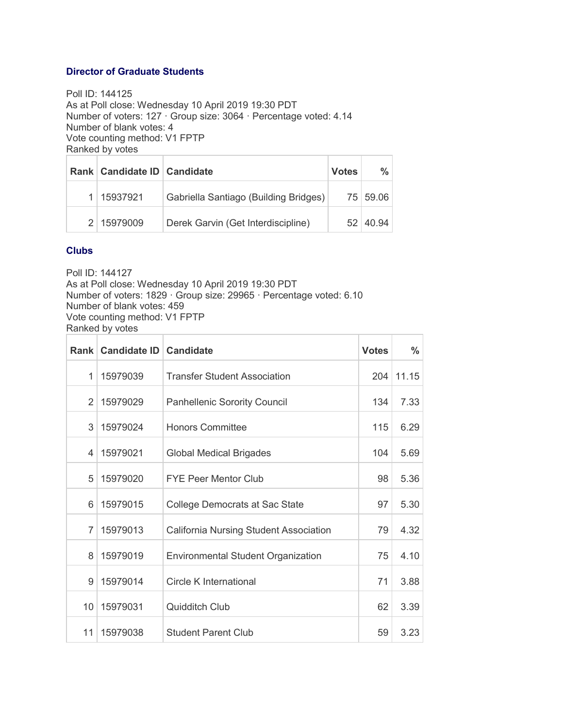### Director of Graduate Students

Poll ID: 144125
As at Poll close: Wednesday 10 April 2019 19:30 PDT
Number of voters: 127 · Group size: 3064 · Percentage voted: 4.14
Number of blank votes: 4
Vote counting method: V1 FPTP
Ranked by votes

| Rank | Candidate ID | Candidate | Votes | % |
|---:|---|---|---:|---:|
| 1 | 15937921 | Gabriella Santiago (Building Bridges) | 75 | 59.06 |
| 2 | 15979009 | Derek Garvin (Get Interdiscipline) | 52 | 40.94 |

### Clubs

Poll ID: 144127
As at Poll close: Wednesday 10 April 2019 19:30 PDT
Number of voters: 1829 · Group size: 29965 · Percentage voted: 6.10
Number of blank votes: 459
Vote counting method: V1 FPTP
Ranked by votes

| Rank | Candidate ID | Candidate | Votes | % |
|---:|---|---|---:|---:|
| 1 | 15979039 | Transfer Student Association | 204 | 11.15 |
| 2 | 15979029 | Panhellenic Sorority Council | 134 | 7.33 |
| 3 | 15979024 | Honors Committee | 115 | 6.29 |
| 4 | 15979021 | Global Medical Brigades | 104 | 5.69 |
| 5 | 15979020 | FYE Peer Mentor Club | 98 | 5.36 |
| 6 | 15979015 | College Democrats at Sac State | 97 | 5.30 |
| 7 | 15979013 | California Nursing Student Association | 79 | 4.32 |
| 8 | 15979019 | Environmental Student Organization | 75 | 4.10 |
| 9 | 15979014 | Circle K International | 71 | 3.88 |
| 10 | 15979031 | Quidditch Club | 62 | 3.39 |
| 11 | 15979038 | Student Parent Club | 59 | 3.23 |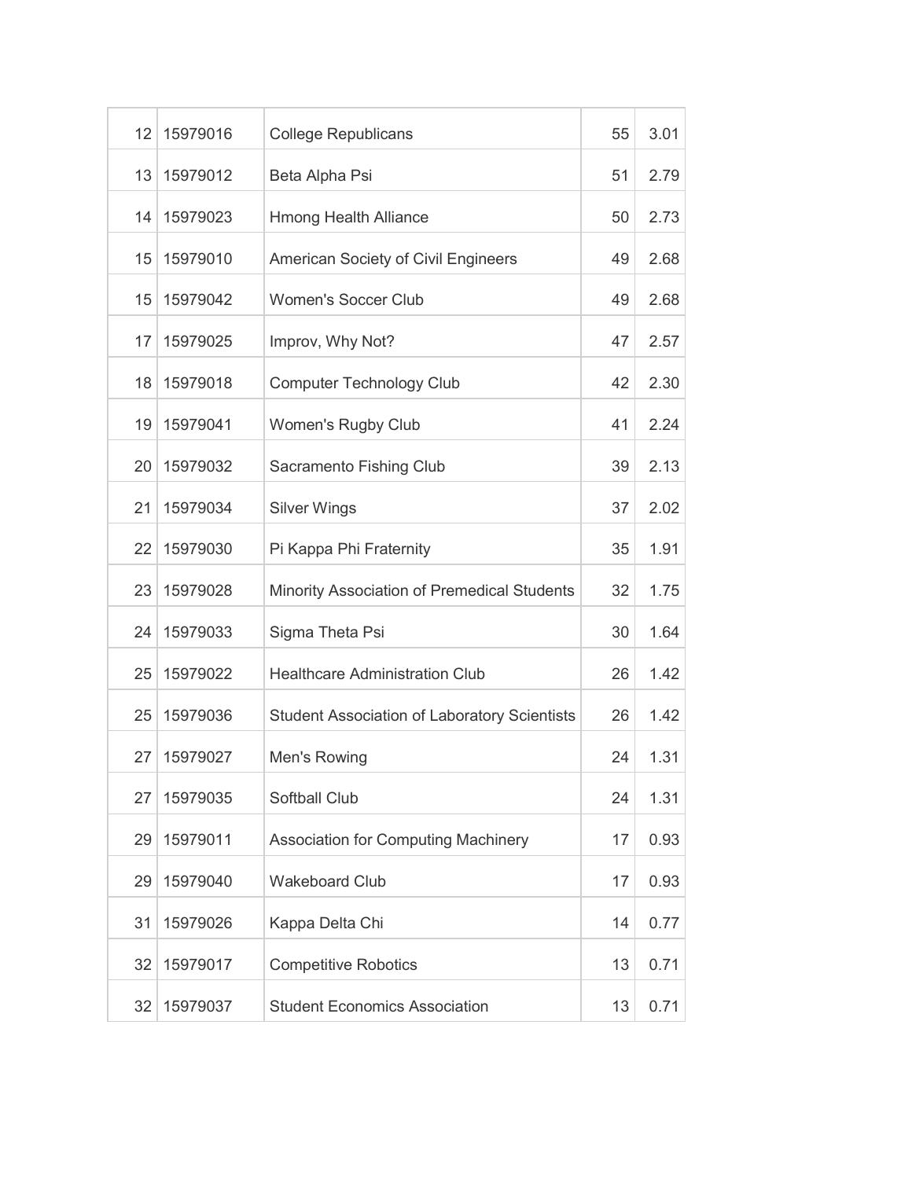| | | | | |
|---|---|---|---|---|
| 12 | 15979016 | College Republicans | 55 | 3.01 |
| 13 | 15979012 | Beta Alpha Psi | 51 | 2.79 |
| 14 | 15979023 | Hmong Health Alliance | 50 | 2.73 |
| 15 | 15979010 | American Society of Civil Engineers | 49 | 2.68 |
| 15 | 15979042 | Women's Soccer Club | 49 | 2.68 |
| 17 | 15979025 | Improv, Why Not? | 47 | 2.57 |
| 18 | 15979018 | Computer Technology Club | 42 | 2.30 |
| 19 | 15979041 | Women's Rugby Club | 41 | 2.24 |
| 20 | 15979032 | Sacramento Fishing Club | 39 | 2.13 |
| 21 | 15979034 | Silver Wings | 37 | 2.02 |
| 22 | 15979030 | Pi Kappa Phi Fraternity | 35 | 1.91 |
| 23 | 15979028 | Minority Association of Premedical Students | 32 | 1.75 |
| 24 | 15979033 | Sigma Theta Psi | 30 | 1.64 |
| 25 | 15979022 | Healthcare Administration Club | 26 | 1.42 |
| 25 | 15979036 | Student Association of Laboratory Scientists | 26 | 1.42 |
| 27 | 15979027 | Men's Rowing | 24 | 1.31 |
| 27 | 15979035 | Softball Club | 24 | 1.31 |
| 29 | 15979011 | Association for Computing Machinery | 17 | 0.93 |
| 29 | 15979040 | Wakeboard Club | 17 | 0.93 |
| 31 | 15979026 | Kappa Delta Chi | 14 | 0.77 |
| 32 | 15979017 | Competitive Robotics | 13 | 0.71 |
| 32 | 15979037 | Student Economics Association | 13 | 0.71 |